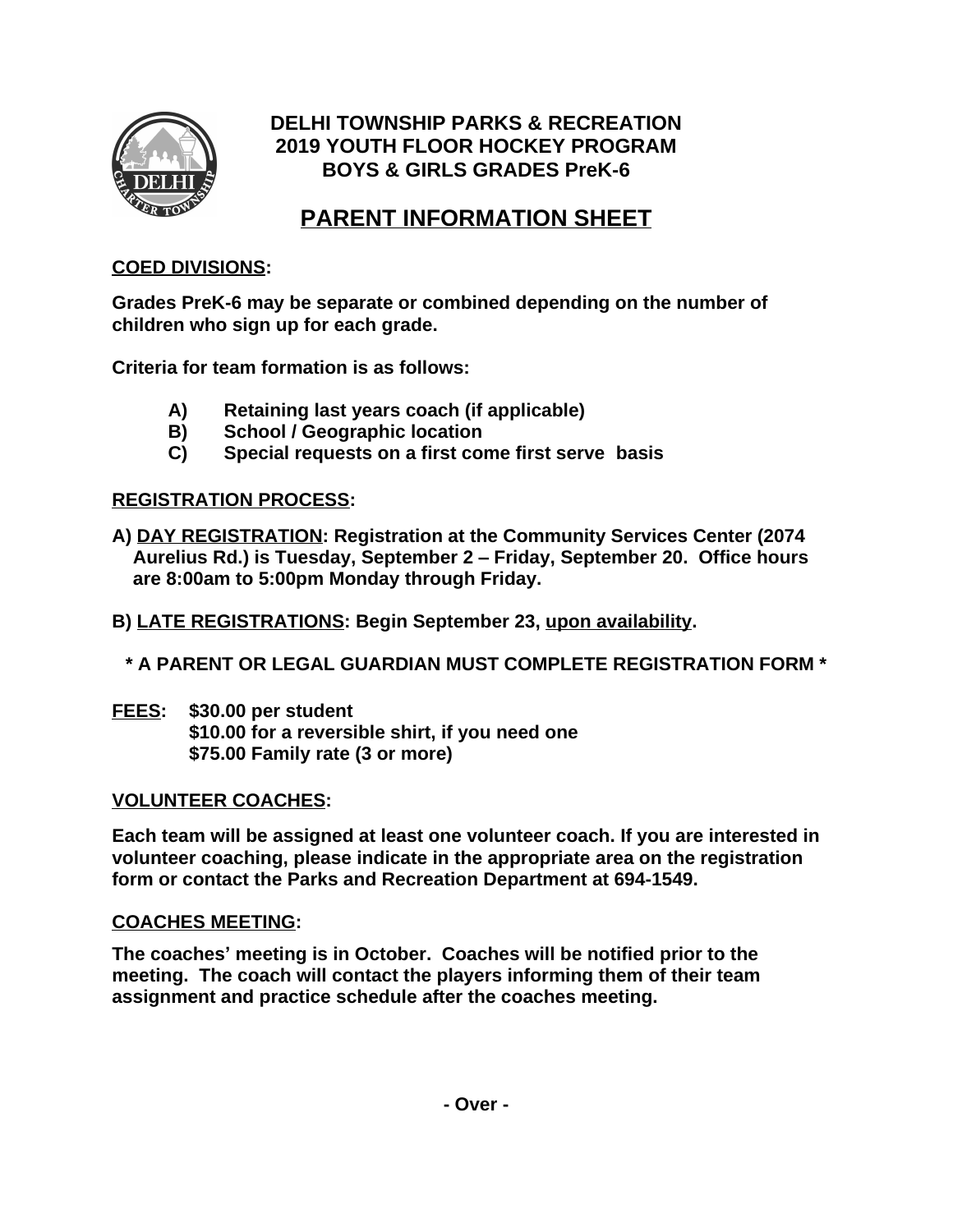# DELHI TOWNSHIP PARKS & RECREATION
## 2019 YOUTH FLOOR HOCKEY PROGRAM
## BOYS & GIRLS GRADES PreK-6

# PARENT INFORMATION SHEET

**COED DIVISIONS:**

**Grades PreK-6 may be separate or combined depending on the number of children who sign up for each grade.**

**Criteria for team formation is as follows:**

- **A) Retaining last years coach (if applicable)**
- **B) School / Geographic location**
- **C) Special requests on a first come first serve basis**

**REGISTRATION PROCESS:**

**A) DAY REGISTRATION: Registration at the Community Services Center (2074 Aurelius Rd.) is Tuesday, September 2 – Friday, September 20. Office hours are 8:00am to 5:00pm Monday through Friday.**

**B) LATE REGISTRATIONS: Begin September 23, upon availability.**

**\* A PARENT OR LEGAL GUARDIAN MUST COMPLETE REGISTRATION FORM \***

**FEES:** **$30.00 per student**
**$10.00 for a reversible shirt, if you need one**
**$75.00 Family rate (3 or more)**

**VOLUNTEER COACHES:**

**Each team will be assigned at least one volunteer coach. If you are interested in volunteer coaching, please indicate in the appropriate area on the registration form or contact the Parks and Recreation Department at 694-1549.**

**COACHES MEETING:**

**The coaches' meeting is in October. Coaches will be notified prior to the meeting. The coach will contact the players informing them of their team assignment and practice schedule after the coaches meeting.**

**- Over -**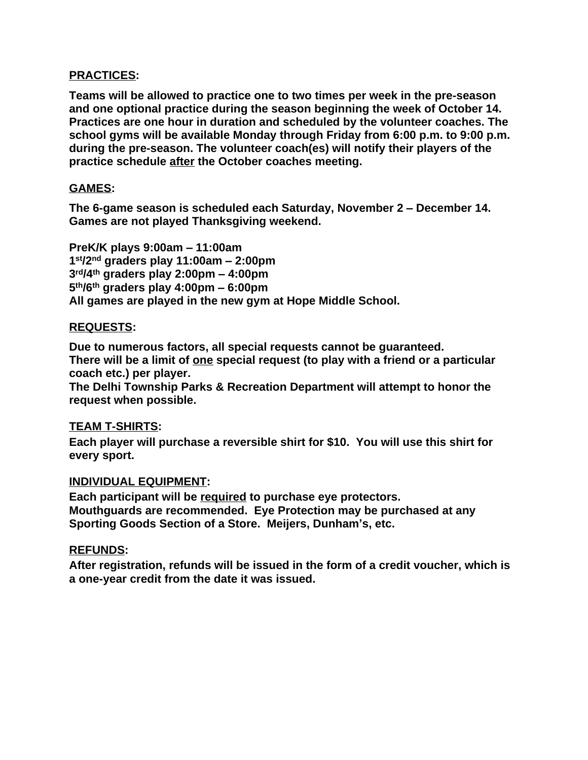**PRACTICES:**

**Teams will be allowed to practice one to two times per week in the pre-season and one optional practice during the season beginning the week of October 14. Practices are one hour in duration and scheduled by the volunteer coaches. The school gyms will be available Monday through Friday from 6:00 p.m. to 9:00 p.m. during the pre-season. The volunteer coach(es) will notify their players of the practice schedule after the October coaches meeting.**

**GAMES:**

**The 6-game season is scheduled each Saturday, November 2 – December 14. Games are not played Thanksgiving weekend.**

**PreK/K plays 9:00am – 11:00am**
**1st/2nd graders play 11:00am – 2:00pm**
**3rd/4th graders play 2:00pm – 4:00pm**
**5th/6th graders play 4:00pm – 6:00pm**
**All games are played in the new gym at Hope Middle School.**

**REQUESTS:**

**Due to numerous factors, all special requests cannot be guaranteed.**
**There will be a limit of one special request (to play with a friend or a particular coach etc.) per player.**
**The Delhi Township Parks & Recreation Department will attempt to honor the request when possible.**

**TEAM T-SHIRTS:**

**Each player will purchase a reversible shirt for $10. You will use this shirt for every sport.**

**INDIVIDUAL EQUIPMENT:**

**Each participant will be required to purchase eye protectors.**
**Mouthguards are recommended. Eye Protection may be purchased at any Sporting Goods Section of a Store. Meijers, Dunham's, etc.**

**REFUNDS:**

**After registration, refunds will be issued in the form of a credit voucher, which is a one-year credit from the date it was issued.**